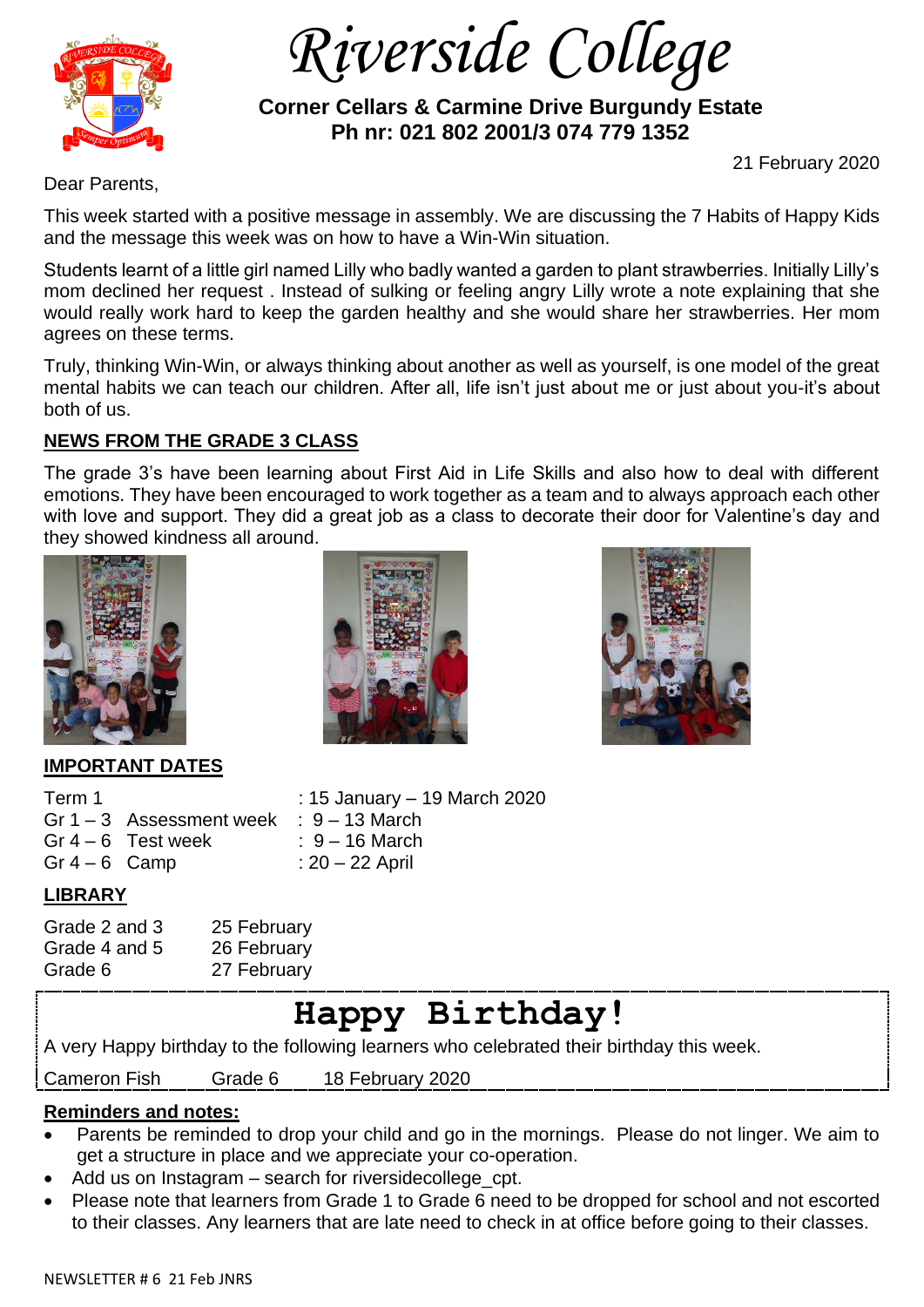# Riverside College

**Corner Cellars & Carmine Drive Burgundy Estate**
**Ph nr: 021 802 2001/3 074 779 1352**

21 February 2020

Dear Parents,

This week started with a positive message in assembly. We are discussing the 7 Habits of Happy Kids and the message this week was on how to have a Win-Win situation.

Students learnt of a little girl named Lilly who badly wanted a garden to plant strawberries. Initially Lilly's mom declined her request . Instead of sulking or feeling angry Lilly wrote a note explaining that she would really work hard to keep the garden healthy and she would share her strawberries. Her mom agrees on these terms.

Truly, thinking Win-Win, or always thinking about another as well as yourself, is one model of the great mental habits we can teach our children. After all, life isn't just about me or just about you-it's about both of us.

## NEWS FROM THE GRADE 3 CLASS

The grade 3's have been learning about First Aid in Life Skills and also how to deal with different emotions. They have been encouraged to work together as a team and to always approach each other with love and support. They did a great job as a class to decorate their door for Valentine's day and they showed kindness all around.

## IMPORTANT DATES

| | |
|---|---|
| Term 1 | : 15 January – 19 March 2020 |
| Gr 1 – 3 Assessment week | : 9 – 13 March |
| Gr 4 – 6 Test week | : 9 – 16 March |
| Gr 4 – 6 Camp | : 20 – 22 April |

## LIBRARY

| | |
|---|---|
| Grade 2 and 3 | 25 February |
| Grade 4 and 5 | 26 February |
| Grade 6 | 27 February |

## Happy Birthday!

A very Happy birthday to the following learners who celebrated their birthday this week.

| | | |
|---|---|---|
| Cameron Fish | Grade 6 | 18 February 2020 |

**Reminders and notes:**

- Parents be reminded to drop your child and go in the mornings. Please do not linger. We aim to get a structure in place and we appreciate your co-operation.
- Add us on Instagram – search for riversidecollege_cpt.
- Please note that learners from Grade 1 to Grade 6 need to be dropped for school and not escorted to their classes. Any learners that are late need to check in at office before going to their classes.

NEWSLETTER # 6 21 Feb JNRS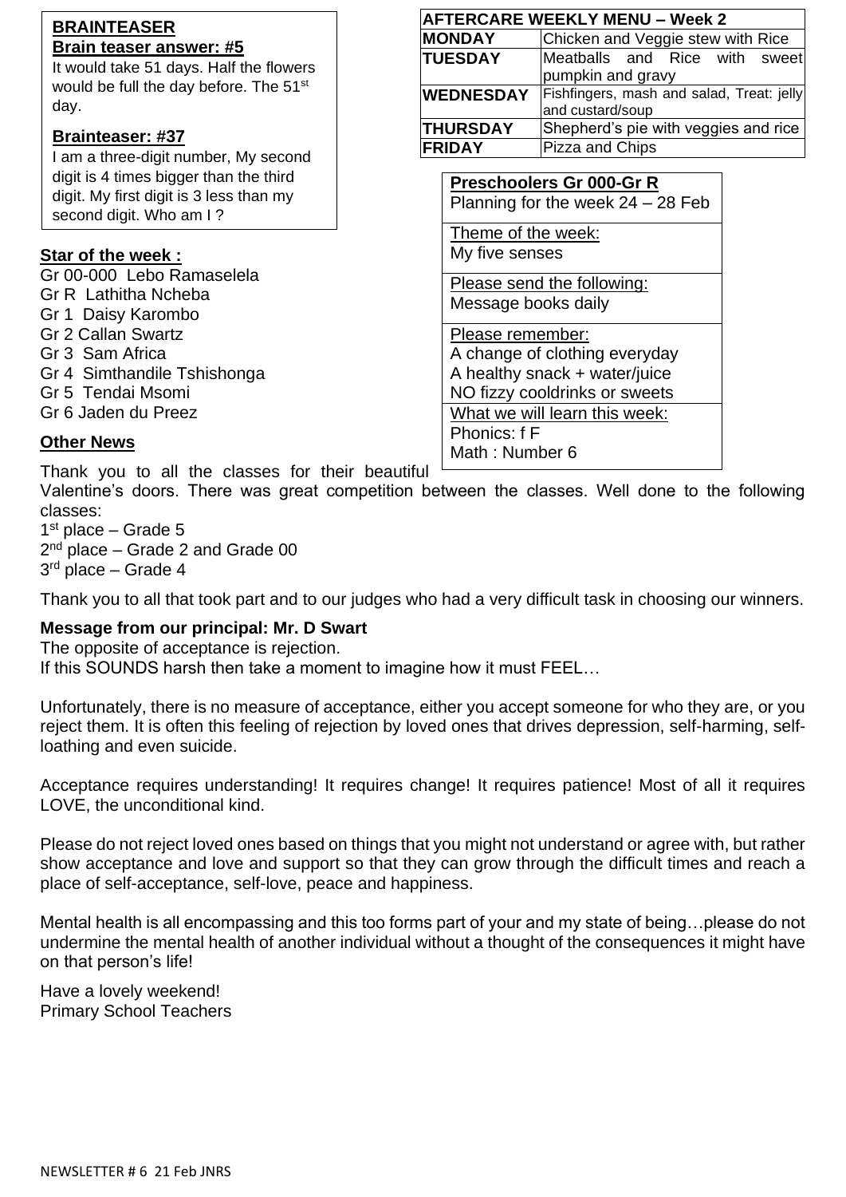**BRAINTEASER**

**Brain teaser answer: #5**

It would take 51 days. Half the flowers would be full the day before. The 51st day.

**Brainteaser: #37**

I am a three-digit number, My second digit is 4 times bigger than the third digit. My first digit is 3 less than my second digit. Who am I ?

| AFTERCARE WEEKLY MENU – Week 2 | |
|---|---|
| **MONDAY** | Chicken and Veggie stew with Rice |
| **TUESDAY** | Meatballs and Rice with sweet pumpkin and gravy |
| **WEDNESDAY** | Fishfingers, mash and salad, Treat: jelly and custard/soup |
| **THURSDAY** | Shepherd's pie with veggies and rice |
| **FRIDAY** | Pizza and Chips |

**Star of the week :**

Gr 00-000 Lebo Ramaselela
Gr R Lathitha Ncheba
Gr 1 Daisy Karombo
Gr 2 Callan Swartz
Gr 3 Sam Africa
Gr 4 Simthandile Tshishonga
Gr 5 Tendai Msomi
Gr 6 Jaden du Preez

**Preschoolers Gr 000-Gr R**
Planning for the week 24 – 28 Feb

Theme of the week:
My five senses

Please send the following:
Message books daily

Please remember:
A change of clothing everyday
A healthy snack + water/juice
NO fizzy cooldrinks or sweets

What we will learn this week:
Phonics: f F
Math : Number 6

**Other News**

Thank you to all the classes for their beautiful Valentine's doors. There was great competition between the classes. Well done to the following classes:

1st place – Grade 5
2nd place – Grade 2 and Grade 00
3rd place – Grade 4

Thank you to all that took part and to our judges who had a very difficult task in choosing our winners.

**Message from our principal: Mr. D Swart**

The opposite of acceptance is rejection.
If this SOUNDS harsh then take a moment to imagine how it must FEEL…

Unfortunately, there is no measure of acceptance, either you accept someone for who they are, or you reject them. It is often this feeling of rejection by loved ones that drives depression, self-harming, self-loathing and even suicide.

Acceptance requires understanding! It requires change! It requires patience! Most of all it requires LOVE, the unconditional kind.

Please do not reject loved ones based on things that you might not understand or agree with, but rather show acceptance and love and support so that they can grow through the difficult times and reach a place of self-acceptance, self-love, peace and happiness.

Mental health is all encompassing and this too forms part of your and my state of being…please do not undermine the mental health of another individual without a thought of the consequences it might have on that person's life!

Have a lovely weekend!
Primary School Teachers